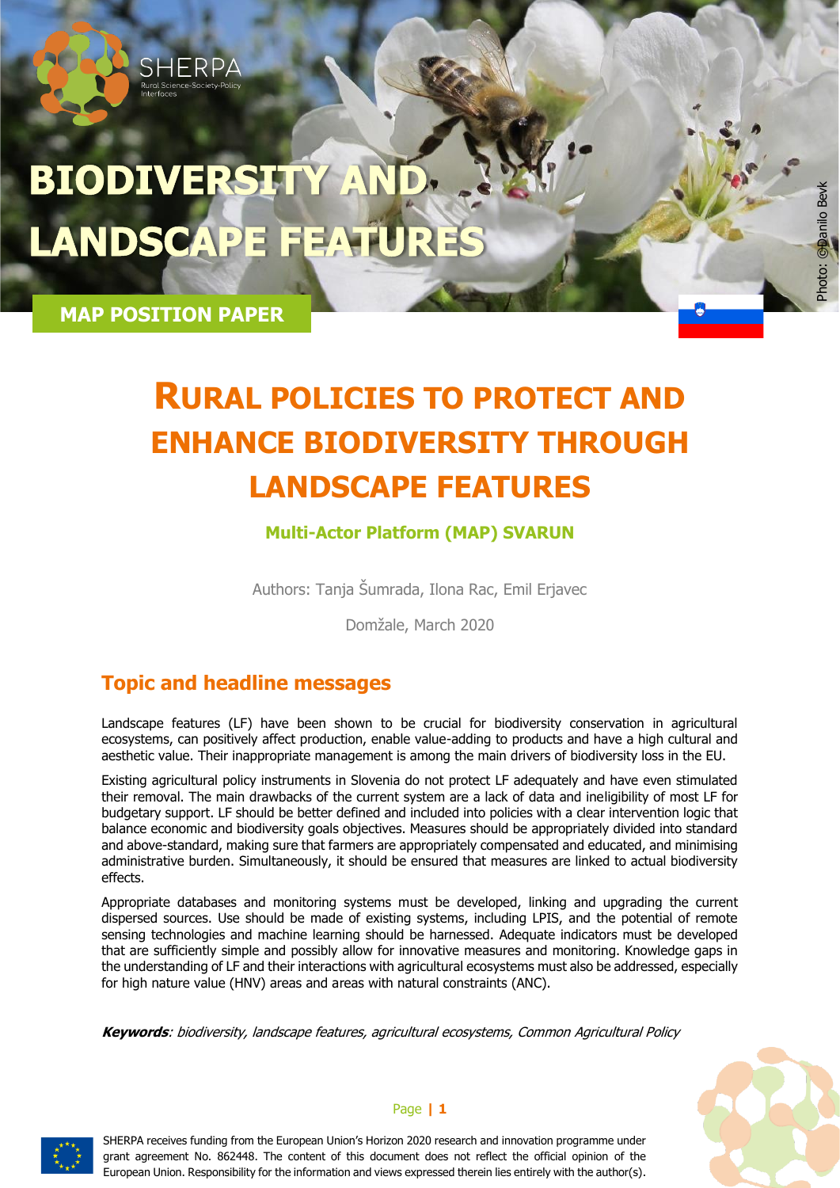SHERPA
Rural Science-Society-Policy Interfaces

# BIODIVERSITY AND LANDSCAPE FEATURES

**MAP POSITION PAPER**

Photo: ©Danilo Bevk

# RURAL POLICIES TO PROTECT AND ENHANCE BIODIVERSITY THROUGH LANDSCAPE FEATURES

**Multi-Actor Platform (MAP) SVARUN**

Authors: Tanja Šumrada, Ilona Rac, Emil Erjavec

Domžale, March 2020

## Topic and headline messages

Landscape features (LF) have been shown to be crucial for biodiversity conservation in agricultural ecosystems, can positively affect production, enable value-adding to products and have a high cultural and aesthetic value. Their inappropriate management is among the main drivers of biodiversity loss in the EU.

Existing agricultural policy instruments in Slovenia do not protect LF adequately and have even stimulated their removal. The main drawbacks of the current system are a lack of data and ineligibility of most LF for budgetary support. LF should be better defined and included into policies with a clear intervention logic that balance economic and biodiversity goals objectives. Measures should be appropriately divided into standard and above-standard, making sure that farmers are appropriately compensated and educated, and minimising administrative burden. Simultaneously, it should be ensured that measures are linked to actual biodiversity effects.

Appropriate databases and monitoring systems must be developed, linking and upgrading the current dispersed sources. Use should be made of existing systems, including LPIS, and the potential of remote sensing technologies and machine learning should be harnessed. Adequate indicators must be developed that are sufficiently simple and possibly allow for innovative measures and monitoring. Knowledge gaps in the understanding of LF and their interactions with agricultural ecosystems must also be addressed, especially for high nature value (HNV) areas and areas with natural constraints (ANC).

***Keywords***: *biodiversity, landscape features, agricultural ecosystems, Common Agricultural Policy*

SHERPA receives funding from the European Union's Horizon 2020 research and innovation programme under grant agreement No. 862448. The content of this document does not reflect the official opinion of the European Union. Responsibility for the information and views expressed therein lies entirely with the author(s).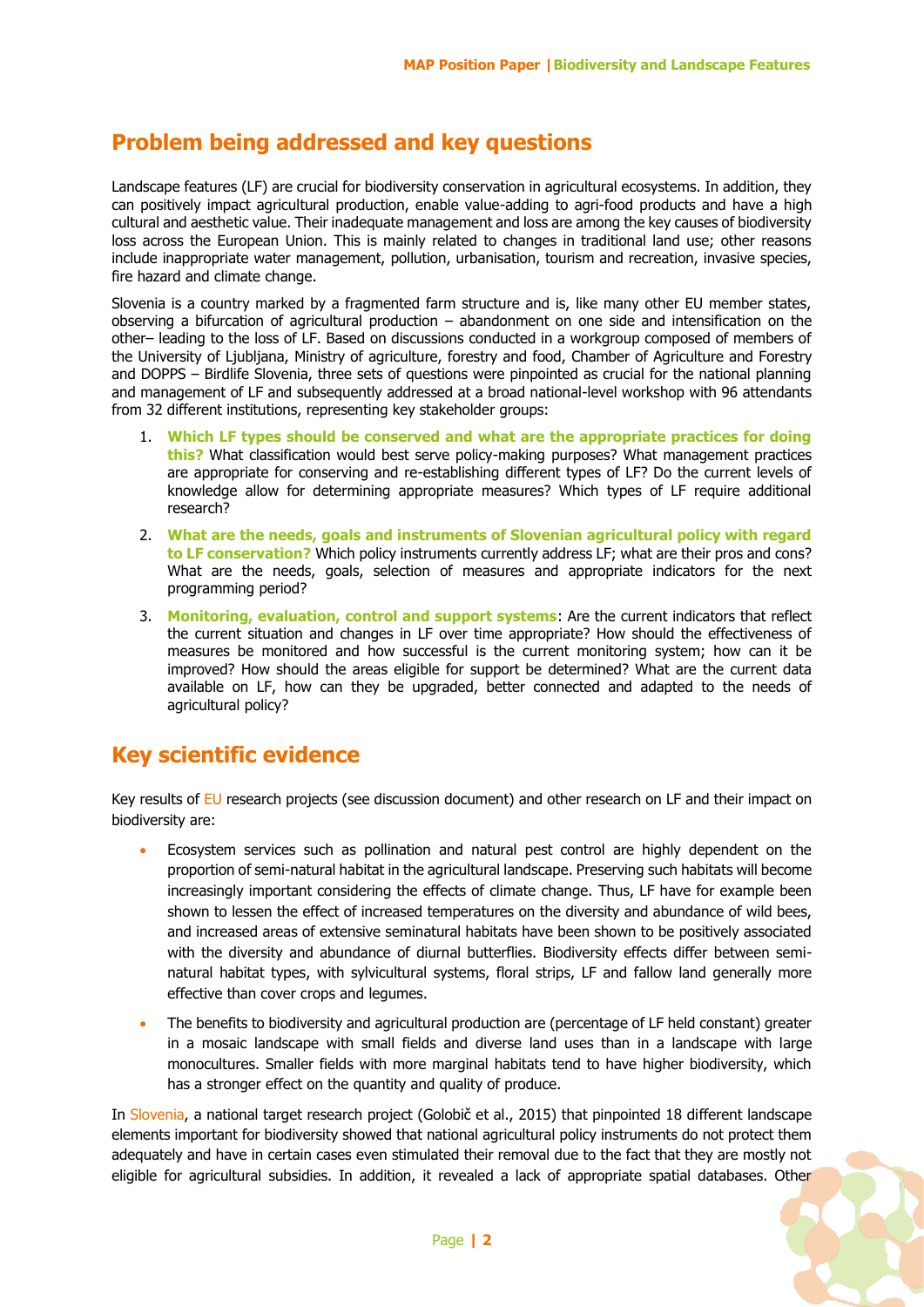## Problem being addressed and key questions

Landscape features (LF) are crucial for biodiversity conservation in agricultural ecosystems. In addition, they can positively impact agricultural production, enable value-adding to agri-food products and have a high cultural and aesthetic value. Their inadequate management and loss are among the key causes of biodiversity loss across the European Union. This is mainly related to changes in traditional land use; other reasons include inappropriate water management, pollution, urbanisation, tourism and recreation, invasive species, fire hazard and climate change.

Slovenia is a country marked by a fragmented farm structure and is, like many other EU member states, observing a bifurcation of agricultural production – abandonment on one side and intensification on the other– leading to the loss of LF. Based on discussions conducted in a workgroup composed of members of the University of Ljubljana, Ministry of agriculture, forestry and food, Chamber of Agriculture and Forestry and DOPPS – Birdlife Slovenia, three sets of questions were pinpointed as crucial for the national planning and management of LF and subsequently addressed at a broad national-level workshop with 96 attendants from 32 different institutions, representing key stakeholder groups:

1. **Which LF types should be conserved and what are the appropriate practices for doing this?** What classification would best serve policy-making purposes? What management practices are appropriate for conserving and re-establishing different types of LF? Do the current levels of knowledge allow for determining appropriate measures? Which types of LF require additional research?
2. **What are the needs, goals and instruments of Slovenian agricultural policy with regard to LF conservation?** Which policy instruments currently address LF; what are their pros and cons? What are the needs, goals, selection of measures and appropriate indicators for the next programming period?
3. **Monitoring, evaluation, control and support systems**: Are the current indicators that reflect the current situation and changes in LF over time appropriate? How should the effectiveness of measures be monitored and how successful is the current monitoring system; how can it be improved? How should the areas eligible for support be determined? What are the current data available on LF, how can they be upgraded, better connected and adapted to the needs of agricultural policy?

## Key scientific evidence

Key results of EU research projects (see discussion document) and other research on LF and their impact on biodiversity are:

- Ecosystem services such as pollination and natural pest control are highly dependent on the proportion of semi-natural habitat in the agricultural landscape. Preserving such habitats will become increasingly important considering the effects of climate change. Thus, LF have for example been shown to lessen the effect of increased temperatures on the diversity and abundance of wild bees, and increased areas of extensive seminatural habitats have been shown to be positively associated with the diversity and abundance of diurnal butterflies. Biodiversity effects differ between semi-natural habitat types, with sylvicultural systems, floral strips, LF and fallow land generally more effective than cover crops and legumes.
- The benefits to biodiversity and agricultural production are (percentage of LF held constant) greater in a mosaic landscape with small fields and diverse land uses than in a landscape with large monocultures. Smaller fields with more marginal habitats tend to have higher biodiversity, which has a stronger effect on the quantity and quality of produce.

In Slovenia, a national target research project (Golobič et al., 2015) that pinpointed 18 different landscape elements important for biodiversity showed that national agricultural policy instruments do not protect them adequately and have in certain cases even stimulated their removal due to the fact that they are mostly not eligible for agricultural subsidies. In addition, it revealed a lack of appropriate spatial databases. Other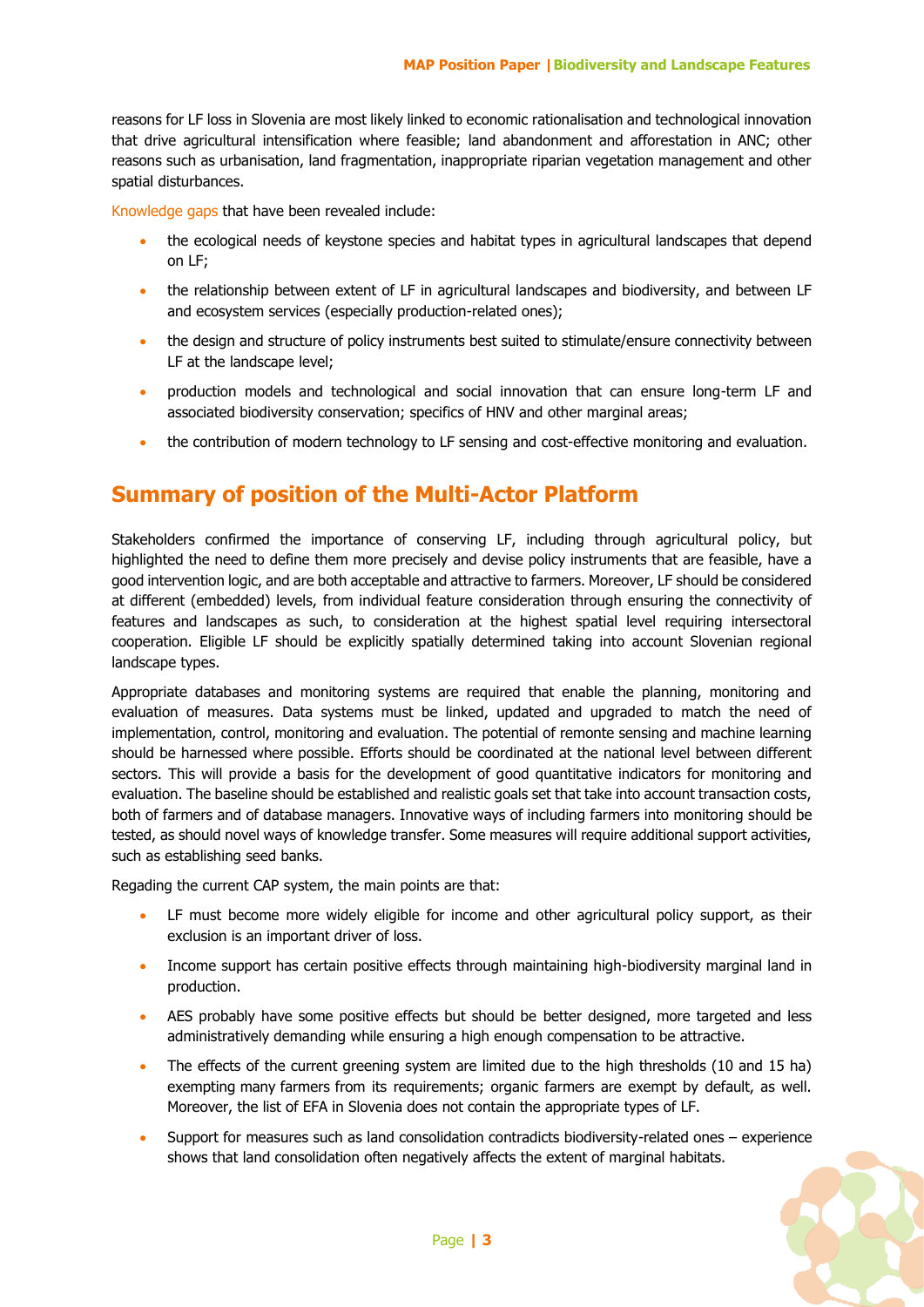reasons for LF loss in Slovenia are most likely linked to economic rationalisation and technological innovation that drive agricultural intensification where feasible; land abandonment and afforestation in ANC; other reasons such as urbanisation, land fragmentation, inappropriate riparian vegetation management and other spatial disturbances.

Knowledge gaps that have been revealed include:

- the ecological needs of keystone species and habitat types in agricultural landscapes that depend on LF;
- the relationship between extent of LF in agricultural landscapes and biodiversity, and between LF and ecosystem services (especially production-related ones);
- the design and structure of policy instruments best suited to stimulate/ensure connectivity between LF at the landscape level;
- production models and technological and social innovation that can ensure long-term LF and associated biodiversity conservation; specifics of HNV and other marginal areas;
- the contribution of modern technology to LF sensing and cost-effective monitoring and evaluation.

## Summary of position of the Multi-Actor Platform

Stakeholders confirmed the importance of conserving LF, including through agricultural policy, but highlighted the need to define them more precisely and devise policy instruments that are feasible, have a good intervention logic, and are both acceptable and attractive to farmers. Moreover, LF should be considered at different (embedded) levels, from individual feature consideration through ensuring the connectivity of features and landscapes as such, to consideration at the highest spatial level requiring intersectoral cooperation. Eligible LF should be explicitly spatially determined taking into account Slovenian regional landscape types.

Appropriate databases and monitoring systems are required that enable the planning, monitoring and evaluation of measures. Data systems must be linked, updated and upgraded to match the need of implementation, control, monitoring and evaluation. The potential of remonte sensing and machine learning should be harnessed where possible. Efforts should be coordinated at the national level between different sectors. This will provide a basis for the development of good quantitative indicators for monitoring and evaluation. The baseline should be established and realistic goals set that take into account transaction costs, both of farmers and of database managers. Innovative ways of including farmers into monitoring should be tested, as should novel ways of knowledge transfer. Some measures will require additional support activities, such as establishing seed banks.

Regading the current CAP system, the main points are that:

- LF must become more widely eligible for income and other agricultural policy support, as their exclusion is an important driver of loss.
- Income support has certain positive effects through maintaining high-biodiversity marginal land in production.
- AES probably have some positive effects but should be better designed, more targeted and less administratively demanding while ensuring a high enough compensation to be attractive.
- The effects of the current greening system are limited due to the high thresholds (10 and 15 ha) exempting many farmers from its requirements; organic farmers are exempt by default, as well. Moreover, the list of EFA in Slovenia does not contain the appropriate types of LF.
- Support for measures such as land consolidation contradicts biodiversity-related ones – experience shows that land consolidation often negatively affects the extent of marginal habitats.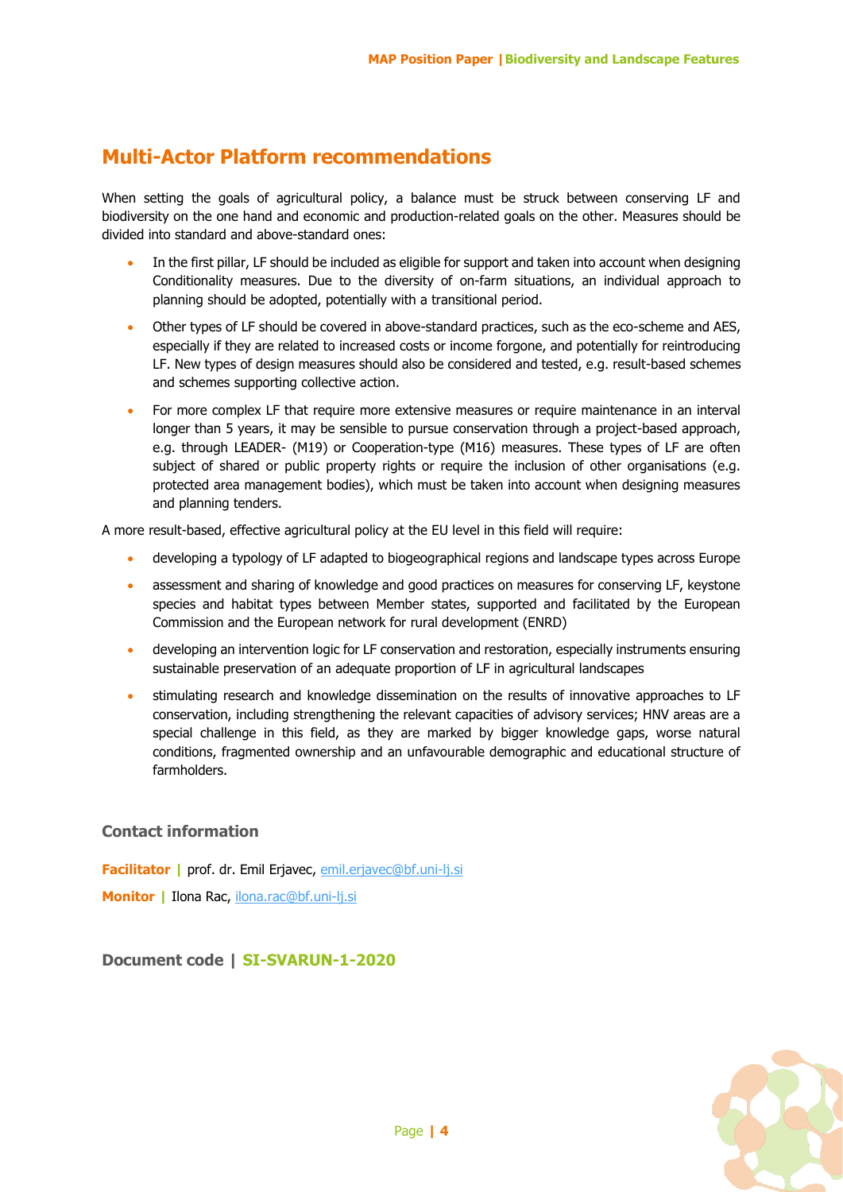## Multi-Actor Platform recommendations

When setting the goals of agricultural policy, a balance must be struck between conserving LF and biodiversity on the one hand and economic and production-related goals on the other. Measures should be divided into standard and above-standard ones:

- In the first pillar, LF should be included as eligible for support and taken into account when designing Conditionality measures. Due to the diversity of on-farm situations, an individual approach to planning should be adopted, potentially with a transitional period.
- Other types of LF should be covered in above-standard practices, such as the eco-scheme and AES, especially if they are related to increased costs or income forgone, and potentially for reintroducing LF. New types of design measures should also be considered and tested, e.g. result-based schemes and schemes supporting collective action.
- For more complex LF that require more extensive measures or require maintenance in an interval longer than 5 years, it may be sensible to pursue conservation through a project-based approach, e.g. through LEADER- (M19) or Cooperation-type (M16) measures. These types of LF are often subject of shared or public property rights or require the inclusion of other organisations (e.g. protected area management bodies), which must be taken into account when designing measures and planning tenders.

A more result-based, effective agricultural policy at the EU level in this field will require:

- developing a typology of LF adapted to biogeographical regions and landscape types across Europe
- assessment and sharing of knowledge and good practices on measures for conserving LF, keystone species and habitat types between Member states, supported and facilitated by the European Commission and the European network for rural development (ENRD)
- developing an intervention logic for LF conservation and restoration, especially instruments ensuring sustainable preservation of an adequate proportion of LF in agricultural landscapes
- stimulating research and knowledge dissemination on the results of innovative approaches to LF conservation, including strengthening the relevant capacities of advisory services; HNV areas are a special challenge in this field, as they are marked by bigger knowledge gaps, worse natural conditions, fragmented ownership and an unfavourable demographic and educational structure of farmholders.

### Contact information

**Facilitator |** prof. dr. Emil Erjavec, emil.erjavec@bf.uni-lj.si

**Monitor |** Ilona Rac, ilona.rac@bf.uni-lj.si

### Document code | SI-SVARUN-1-2020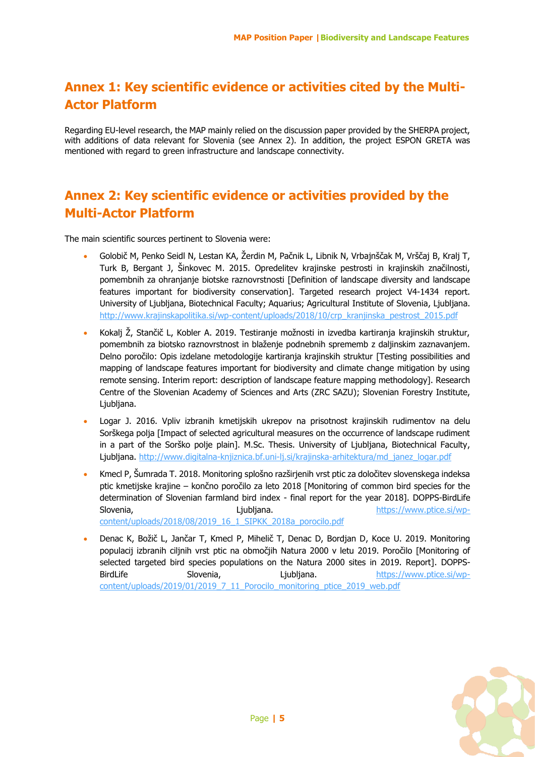# Annex 1: Key scientific evidence or activities cited by the Multi-Actor Platform

Regarding EU-level research, the MAP mainly relied on the discussion paper provided by the SHERPA project, with additions of data relevant for Slovenia (see Annex 2). In addition, the project ESPON GRETA was mentioned with regard to green infrastructure and landscape connectivity.

# Annex 2: Key scientific evidence or activities provided by the Multi-Actor Platform

The main scientific sources pertinent to Slovenia were:

- Golobič M, Penko Seidl N, Lestan KA, Žerdin M, Pačnik L, Libnik N, Vrbajnščak M, Vrščaj B, Kralj T, Turk B, Bergant J, Šinkovec M. 2015. Opredelitev krajinske pestrosti in krajinskih značilnosti, pomembnih za ohranjanje biotske raznovrstnosti [Definition of landscape diversity and landscape features important for biodiversity conservation]. Targeted research project V4-1434 report. University of Ljubljana, Biotechnical Faculty; Aquarius; Agricultural Institute of Slovenia, Ljubljana. http://www.krajinskapolitika.si/wp-content/uploads/2018/10/crp_kranjinska_pestrost_2015.pdf
- Kokalj Ž, Stančič L, Kobler A. 2019. Testiranje možnosti in izvedba kartiranja krajinskih struktur, pomembnih za biotsko raznovrstnost in blaženje podnebnih sprememb z daljinskim zaznavanjem. Delno poročilo: Opis izdelane metodologije kartiranja krajinskih struktur [Testing possibilities and mapping of landscape features important for biodiversity and climate change mitigation by using remote sensing. Interim report: description of landscape feature mapping methodology]. Research Centre of the Slovenian Academy of Sciences and Arts (ZRC SAZU); Slovenian Forestry Institute, Ljubljana.
- Logar J. 2016. Vpliv izbranih kmetijskih ukrepov na prisotnost krajinskih rudimentov na delu Sorškega polja [Impact of selected agricultural measures on the occurrence of landscape rudiment in a part of the Sorško polje plain]. M.Sc. Thesis. University of Ljubljana, Biotechnical Faculty, Ljubljana. http://www.digitalna-knjiznica.bf.uni-lj.si/krajinska-arhitektura/md_janez_logar.pdf
- Kmecl P, Šumrada T. 2018. Monitoring splošno razširjenih vrst ptic za določitev slovenskega indeksa ptic kmetijske krajine – končno poročilo za leto 2018 [Monitoring of common bird species for the determination of Slovenian farmland bird index - final report for the year 2018]. DOPPS-BirdLife Slovenia, Ljubljana. https://www.ptice.si/wp-content/uploads/2018/08/2019_16_1_SIPKK_2018a_porocilo.pdf
- Denac K, Božič L, Jančar T, Kmecl P, Mihelič T, Denac D, Bordjan D, Koce U. 2019. Monitoring populacij izbranih ciljnih vrst ptic na območjih Natura 2000 v letu 2019. Poročilo [Monitoring of selected targeted bird species populations on the Natura 2000 sites in 2019. Report]. DOPPS-BirdLife Slovenia, Ljubljana. https://www.ptice.si/wp-content/uploads/2019/01/2019_7_11_Porocilo_monitoring_ptice_2019_web.pdf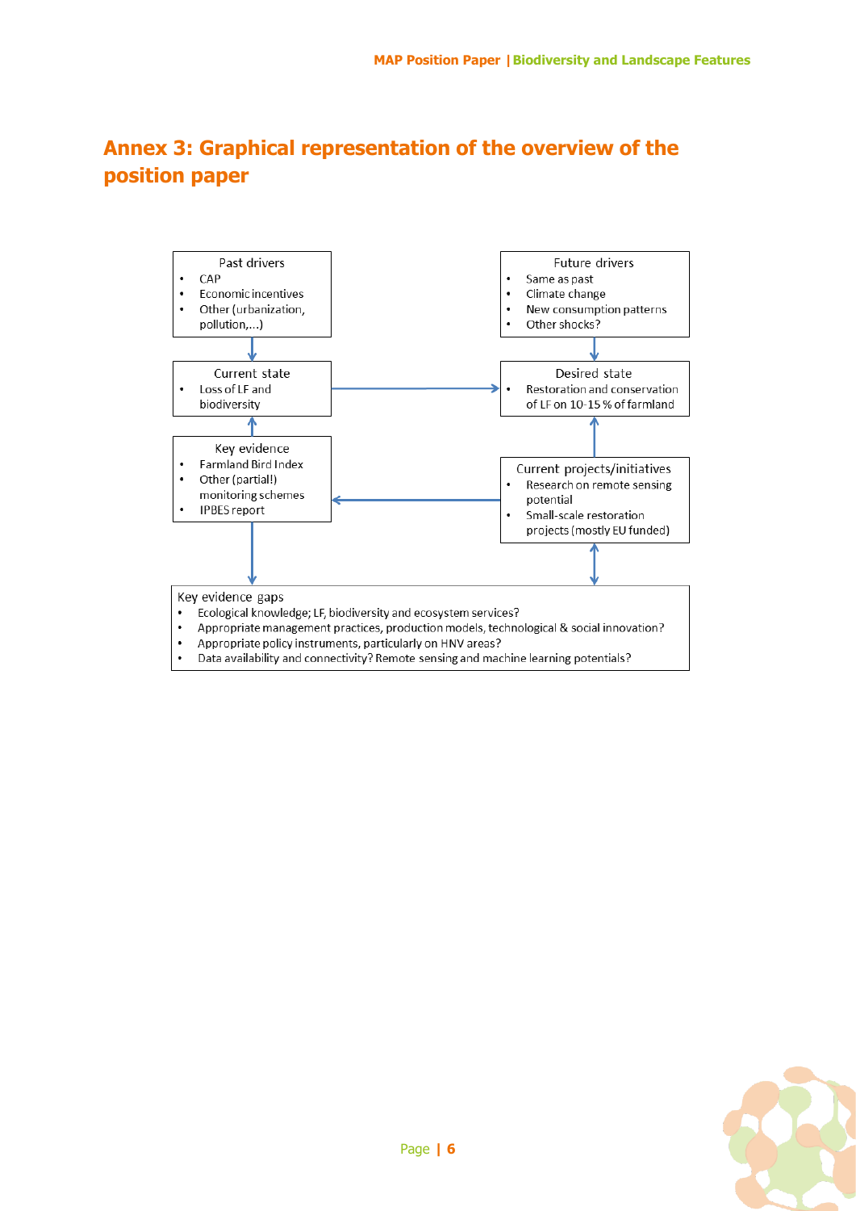# Annex 3: Graphical representation of the overview of the position paper

Past drivers
- CAP
- Economic incentives
- Other (urbanization, pollution,...)

Future drivers
- Same as past
- Climate change
- New consumption patterns
- Other shocks?

Current state
- Loss of LF and biodiversity

Desired state
- Restoration and conservation of LF on 10-15 % of farmland

Key evidence
- Farmland Bird Index
- Other (partial!) monitoring schemes
- IPBES report

Current projects/initiatives
- Research on remote sensing potential
- Small-scale restoration projects (mostly EU funded)

Key evidence gaps
- Ecological knowledge; LF, biodiversity and ecosystem services?
- Appropriate management practices, production models, technological & social innovation?
- Appropriate policy instruments, particularly on HNV areas?
- Data availability and connectivity? Remote sensing and machine learning potentials?